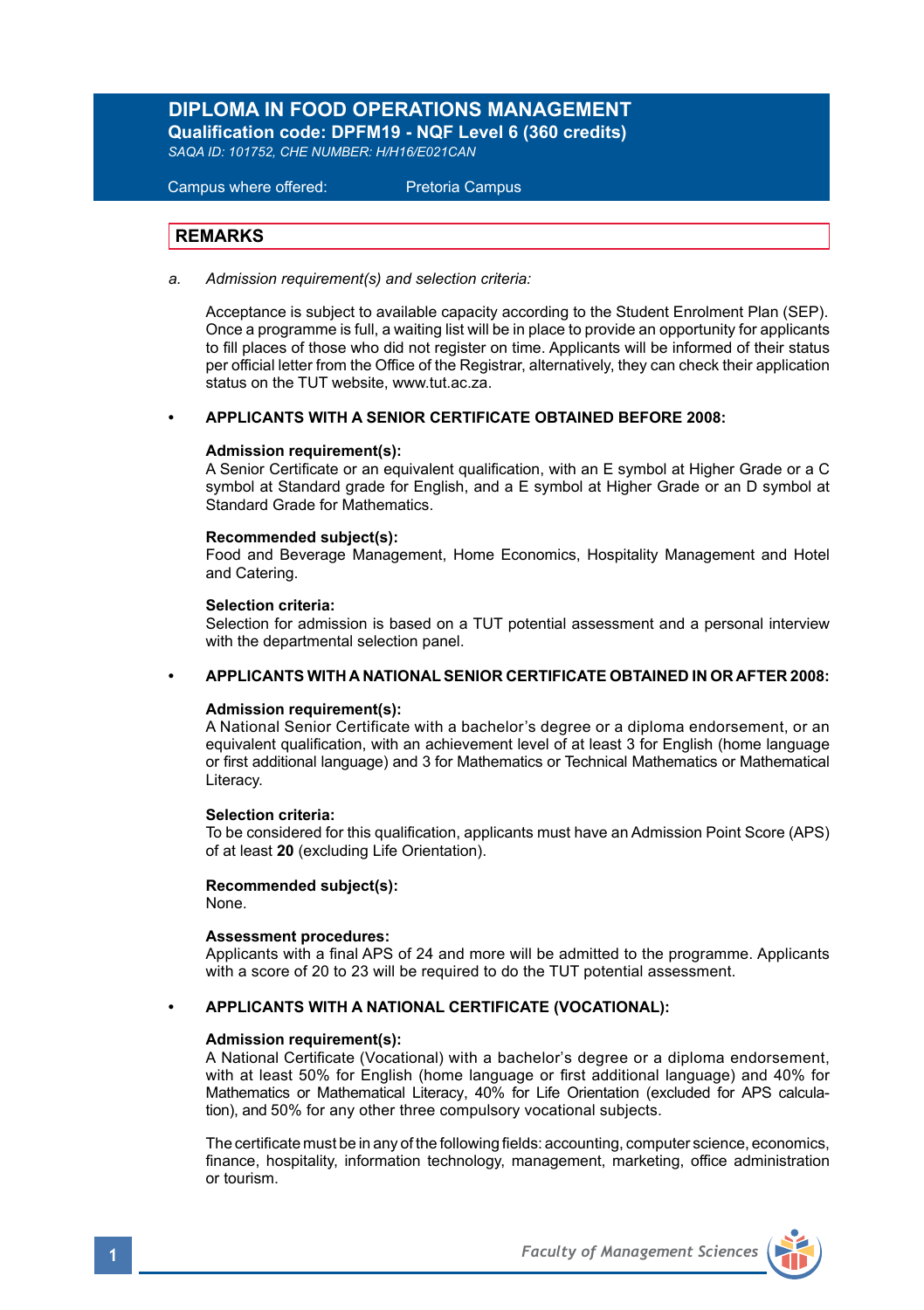# DIPLOMA IN FOOD OPERATIONS MANAGEMENT

**Qualification code: DPFM19 - NQF Level 6 (360 credits)**

*SAQA ID: 101752, CHE NUMBER: H/H16/E021CAN*

Campus where offered: Pretoria Campus

## REMARKS

a. *Admission requirement(s) and selection criteria:*

Acceptance is subject to available capacity according to the Student Enrolment Plan (SEP). Once a programme is full, a waiting list will be in place to provide an opportunity for applicants to fill places of those who did not register on time. Applicants will be informed of their status per official letter from the Office of the Registrar, alternatively, they can check their application status on the TUT website, www.tut.ac.za.

- **APPLICANTS WITH A SENIOR CERTIFICATE OBTAINED BEFORE 2008:**

**Admission requirement(s):**
A Senior Certificate or an equivalent qualification, with an E symbol at Higher Grade or a C symbol at Standard grade for English, and a E symbol at Higher Grade or an D symbol at Standard Grade for Mathematics.

**Recommended subject(s):**
Food and Beverage Management, Home Economics, Hospitality Management and Hotel and Catering.

**Selection criteria:**
Selection for admission is based on a TUT potential assessment and a personal interview with the departmental selection panel.

- **APPLICANTS WITH A NATIONAL SENIOR CERTIFICATE OBTAINED IN OR AFTER 2008:**

**Admission requirement(s):**
A National Senior Certificate with a bachelor's degree or a diploma endorsement, or an equivalent qualification, with an achievement level of at least 3 for English (home language or first additional language) and 3 for Mathematics or Technical Mathematics or Mathematical Literacy.

**Selection criteria:**
To be considered for this qualification, applicants must have an Admission Point Score (APS) of at least **20** (excluding Life Orientation).

**Recommended subject(s):**
None.

**Assessment procedures:**
Applicants with a final APS of 24 and more will be admitted to the programme. Applicants with a score of 20 to 23 will be required to do the TUT potential assessment.

- **APPLICANTS WITH A NATIONAL CERTIFICATE (VOCATIONAL):**

**Admission requirement(s):**
A National Certificate (Vocational) with a bachelor's degree or a diploma endorsement, with at least 50% for English (home language or first additional language) and 40% for Mathematics or Mathematical Literacy, 40% for Life Orientation (excluded for APS calculation), and 50% for any other three compulsory vocational subjects.

The certificate must be in any of the following fields: accounting, computer science, economics, finance, hospitality, information technology, management, marketing, office administration or tourism.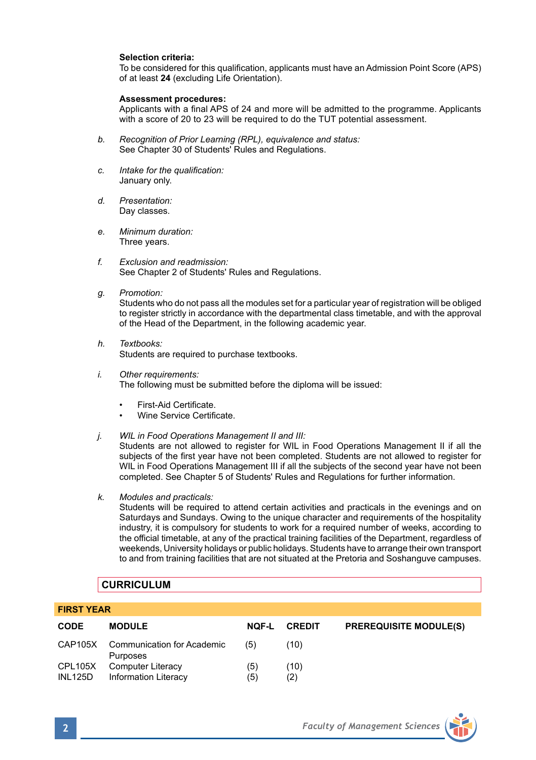**Selection criteria:**
To be considered for this qualification, applicants must have an Admission Point Score (APS) of at least **24** (excluding Life Orientation).

**Assessment procedures:**
Applicants with a final APS of 24 and more will be admitted to the programme. Applicants with a score of 20 to 23 will be required to do the TUT potential assessment.

*b. Recognition of Prior Learning (RPL), equivalence and status:*
See Chapter 30 of Students' Rules and Regulations.

*c. Intake for the qualification:*
January only.

*d. Presentation:*
Day classes.

*e. Minimum duration:*
Three years.

*f. Exclusion and readmission:*
See Chapter 2 of Students' Rules and Regulations.

*g. Promotion:*
Students who do not pass all the modules set for a particular year of registration will be obliged to register strictly in accordance with the departmental class timetable, and with the approval of the Head of the Department, in the following academic year.

*h. Textbooks:*
Students are required to purchase textbooks.

*i. Other requirements:*
The following must be submitted before the diploma will be issued:

- First-Aid Certificate.
- Wine Service Certificate.

*j. WIL in Food Operations Management II and III:*
Students are not allowed to register for WIL in Food Operations Management II if all the subjects of the first year have not been completed. Students are not allowed to register for WIL in Food Operations Management III if all the subjects of the second year have not been completed. See Chapter 5 of Students' Rules and Regulations for further information.

*k. Modules and practicals:*
Students will be required to attend certain activities and practicals in the evenings and on Saturdays and Sundays. Owing to the unique character and requirements of the hospitality industry, it is compulsory for students to work for a required number of weeks, according to the official timetable, at any of the practical training facilities of the Department, regardless of weekends, University holidays or public holidays. Students have to arrange their own transport to and from training facilities that are not situated at the Pretoria and Soshanguve campuses.

## CURRICULUM

### FIRST YEAR

| CODE | MODULE | NQF-L | CREDIT | PREREQUISITE MODULE(S) |
|---|---|---|---|---|
| CAP105X | Communication for Academic Purposes | (5) | (10) | |
| CPL105X | Computer Literacy | (5) | (10) | |
| INL125D | Information Literacy | (5) | (2) | |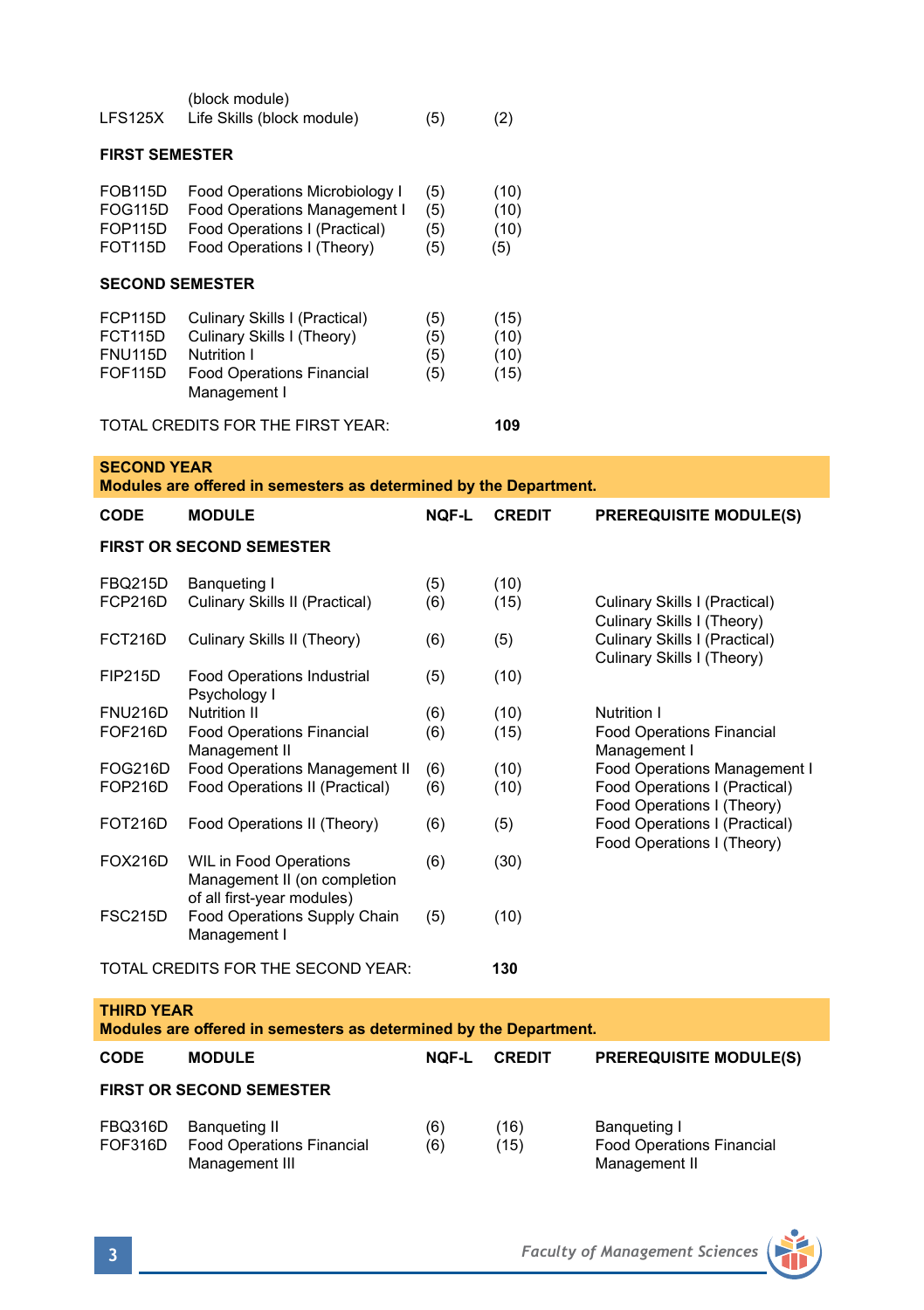| | | | |
|---|---|---|---|
| | (block module) | | |
| LFS125X | Life Skills (block module) | (5) | (2) |

**FIRST SEMESTER**

| | | | |
|---|---|---|---|
| FOB115D | Food Operations Microbiology I | (5) | (10) |
| FOG115D | Food Operations Management I | (5) | (10) |
| FOP115D | Food Operations I (Practical) | (5) | (10) |
| FOT115D | Food Operations I (Theory) | (5) | (5) |

**SECOND SEMESTER**

| | | | |
|---|---|---|---|
| FCP115D | Culinary Skills I (Practical) | (5) | (15) |
| FCT115D | Culinary Skills I (Theory) | (5) | (10) |
| FNU115D | Nutrition I | (5) | (10) |
| FOF115D | Food Operations Financial Management I | (5) | (15) |

TOTAL CREDITS FOR THE FIRST YEAR: **109**

**SECOND YEAR**
**Modules are offered in semesters as determined by the Department.**

| CODE | MODULE | NQF-L | CREDIT | PREREQUISITE MODULE(S) |
|---|---|---|---|---|
| **FIRST OR SECOND SEMESTER** | | | | |
| FBQ215D | Banqueting I | (5) | (10) | |
| FCP216D | Culinary Skills II (Practical) | (6) | (15) | Culinary Skills I (Practical)<br>Culinary Skills I (Theory) |
| FCT216D | Culinary Skills II (Theory) | (6) | (5) | Culinary Skills I (Practical)<br>Culinary Skills I (Theory) |
| FIP215D | Food Operations Industrial Psychology I | (5) | (10) | |
| FNU216D | Nutrition II | (6) | (10) | Nutrition I |
| FOF216D | Food Operations Financial Management II | (6) | (15) | Food Operations Financial Management I |
| FOG216D | Food Operations Management II | (6) | (10) | Food Operations Management I |
| FOP216D | Food Operations II (Practical) | (6) | (10) | Food Operations I (Practical)<br>Food Operations I (Theory) |
| FOT216D | Food Operations II (Theory) | (6) | (5) | Food Operations I (Practical)<br>Food Operations I (Theory) |
| FOX216D | WIL in Food Operations Management II (on completion of all first-year modules) | (6) | (30) | |
| FSC215D | Food Operations Supply Chain Management I | (5) | (10) | |

TOTAL CREDITS FOR THE SECOND YEAR: **130**

**THIRD YEAR**
**Modules are offered in semesters as determined by the Department.**

| CODE | MODULE | NQF-L | CREDIT | PREREQUISITE MODULE(S) |
|---|---|---|---|---|
| **FIRST OR SECOND SEMESTER** | | | | |
| FBQ316D | Banqueting II | (6) | (16) | Banqueting I |
| FOF316D | Food Operations Financial Management III | (6) | (15) | Food Operations Financial Management II |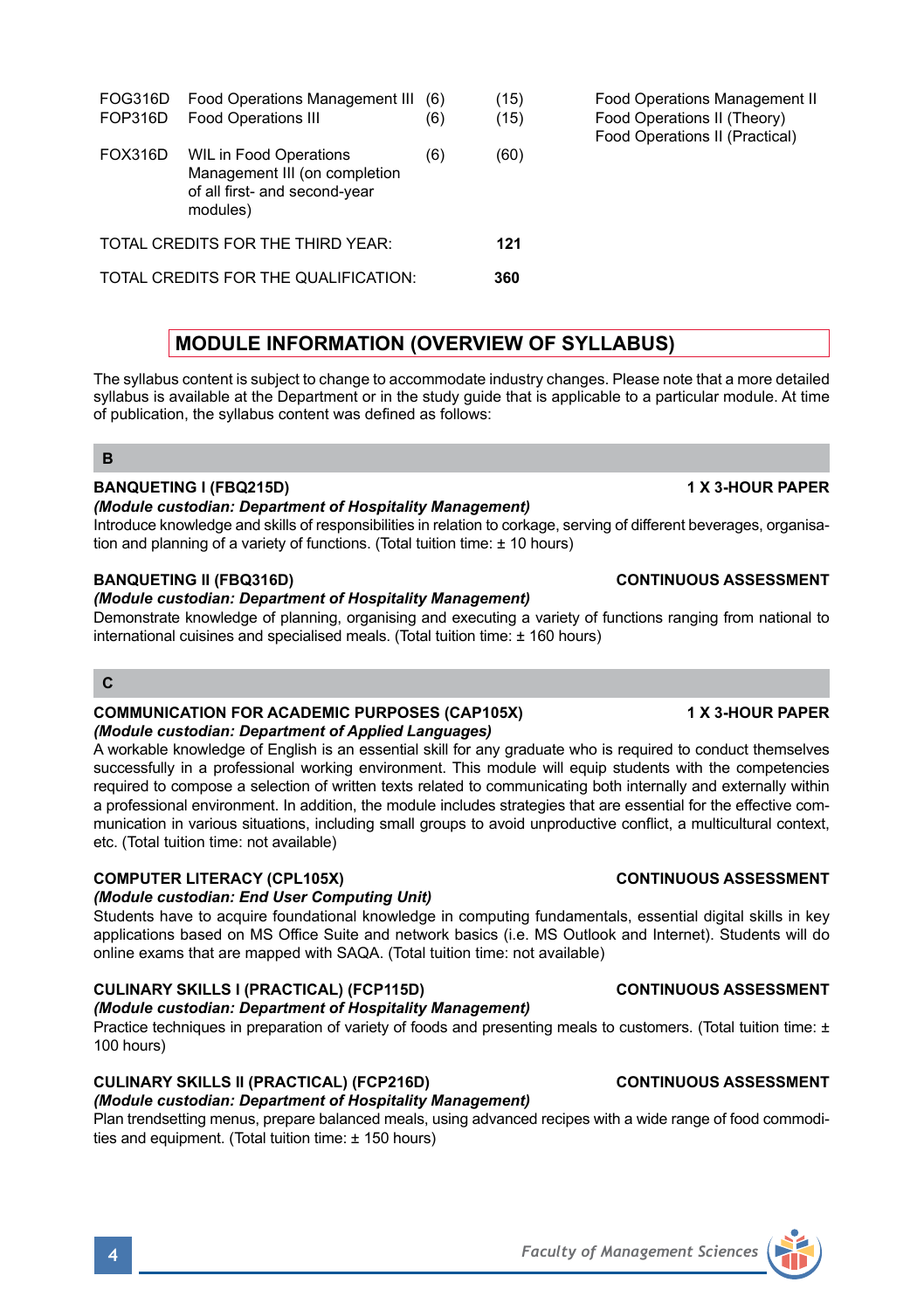| | | | | |
|---|---|---|---|---|
| FOG316D | Food Operations Management III | (6) | (15) | Food Operations Management II |
| FOP316D | Food Operations III | (6) | (15) | Food Operations II (Theory)<br>Food Operations II (Practical) |
| FOX316D | WIL in Food Operations Management III (on completion of all first- and second-year modules) | (6) | (60) | |
| TOTAL CREDITS FOR THE THIRD YEAR: | | | **121** | |
| TOTAL CREDITS FOR THE QUALIFICATION: | | | **360** | |

## MODULE INFORMATION (OVERVIEW OF SYLLABUS)

The syllabus content is subject to change to accommodate industry changes. Please note that a more detailed syllabus is available at the Department or in the study guide that is applicable to a particular module. At time of publication, the syllabus content was defined as follows:

### B

**BANQUETING I (FBQ215D) — 1 X 3-HOUR PAPER**
***(Module custodian: Department of Hospitality Management)***
Introduce knowledge and skills of responsibilities in relation to corkage, serving of different beverages, organisation and planning of a variety of functions. (Total tuition time: ± 10 hours)

**BANQUETING II (FBQ316D) — CONTINUOUS ASSESSMENT**
***(Module custodian: Department of Hospitality Management)***
Demonstrate knowledge of planning, organising and executing a variety of functions ranging from national to international cuisines and specialised meals. (Total tuition time: ± 160 hours)

### C

**COMMUNICATION FOR ACADEMIC PURPOSES (CAP105X) — 1 X 3-HOUR PAPER**
***(Module custodian: Department of Applied Languages)***
A workable knowledge of English is an essential skill for any graduate who is required to conduct themselves successfully in a professional working environment. This module will equip students with the competencies required to compose a selection of written texts related to communicating both internally and externally within a professional environment. In addition, the module includes strategies that are essential for the effective communication in various situations, including small groups to avoid unproductive conflict, a multicultural context, etc. (Total tuition time: not available)

**COMPUTER LITERACY (CPL105X) — CONTINUOUS ASSESSMENT**
***(Module custodian: End User Computing Unit)***
Students have to acquire foundational knowledge in computing fundamentals, essential digital skills in key applications based on MS Office Suite and network basics (i.e. MS Outlook and Internet). Students will do online exams that are mapped with SAQA. (Total tuition time: not available)

**CULINARY SKILLS I (PRACTICAL) (FCP115D) — CONTINUOUS ASSESSMENT**
***(Module custodian: Department of Hospitality Management)***
Practice techniques in preparation of variety of foods and presenting meals to customers. (Total tuition time: ± 100 hours)

**CULINARY SKILLS II (PRACTICAL) (FCP216D) — CONTINUOUS ASSESSMENT**
***(Module custodian: Department of Hospitality Management)***
Plan trendsetting menus, prepare balanced meals, using advanced recipes with a wide range of food commodities and equipment. (Total tuition time: ± 150 hours)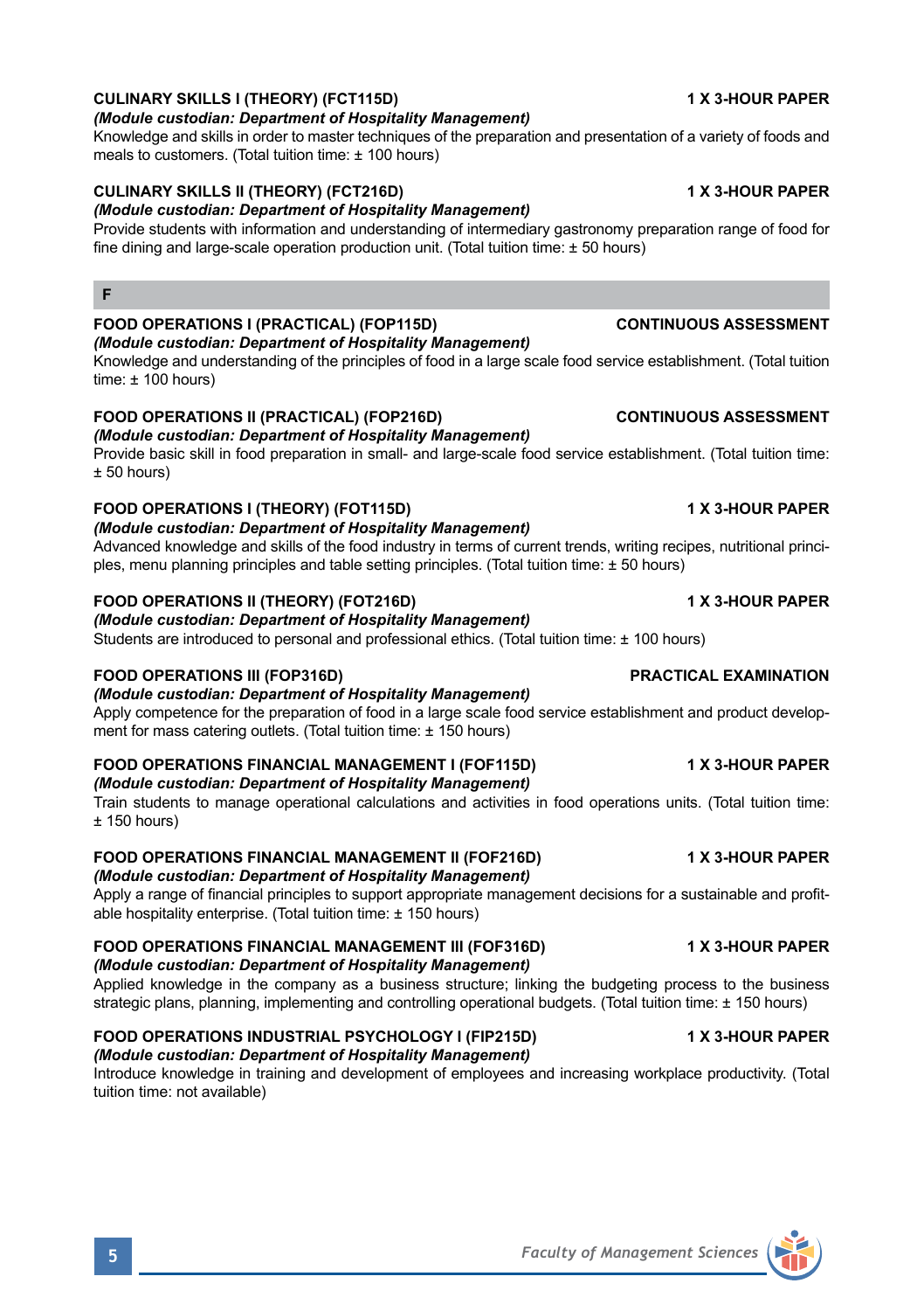**CULINARY SKILLS I (THEORY) (FCT115D)** **1 X 3-HOUR PAPER**

***(Module custodian: Department of Hospitality Management)***

Knowledge and skills in order to master techniques of the preparation and presentation of a variety of foods and meals to customers. (Total tuition time: ± 100 hours)

**CULINARY SKILLS II (THEORY) (FCT216D)** **1 X 3-HOUR PAPER**

***(Module custodian: Department of Hospitality Management)***

Provide students with information and understanding of intermediary gastronomy preparation range of food for fine dining and large-scale operation production unit. (Total tuition time: ± 50 hours)

## F

**FOOD OPERATIONS I (PRACTICAL) (FOP115D)** **CONTINUOUS ASSESSMENT**

***(Module custodian: Department of Hospitality Management)***

Knowledge and understanding of the principles of food in a large scale food service establishment. (Total tuition time: ± 100 hours)

**FOOD OPERATIONS II (PRACTICAL) (FOP216D)** **CONTINUOUS ASSESSMENT**

***(Module custodian: Department of Hospitality Management)***

Provide basic skill in food preparation in small- and large-scale food service establishment. (Total tuition time: ± 50 hours)

**FOOD OPERATIONS I (THEORY) (FOT115D)** **1 X 3-HOUR PAPER**

***(Module custodian: Department of Hospitality Management)***

Advanced knowledge and skills of the food industry in terms of current trends, writing recipes, nutritional principles, menu planning principles and table setting principles. (Total tuition time: ± 50 hours)

**FOOD OPERATIONS II (THEORY) (FOT216D)** **1 X 3-HOUR PAPER**

***(Module custodian: Department of Hospitality Management)***

Students are introduced to personal and professional ethics. (Total tuition time: ± 100 hours)

**FOOD OPERATIONS III (FOP316D)** **PRACTICAL EXAMINATION**

***(Module custodian: Department of Hospitality Management)***

Apply competence for the preparation of food in a large scale food service establishment and product development for mass catering outlets. (Total tuition time: ± 150 hours)

**FOOD OPERATIONS FINANCIAL MANAGEMENT I (FOF115D)** **1 X 3-HOUR PAPER**

***(Module custodian: Department of Hospitality Management)***

Train students to manage operational calculations and activities in food operations units. (Total tuition time: ± 150 hours)

**FOOD OPERATIONS FINANCIAL MANAGEMENT II (FOF216D)** **1 X 3-HOUR PAPER**

***(Module custodian: Department of Hospitality Management)***

Apply a range of financial principles to support appropriate management decisions for a sustainable and profitable hospitality enterprise. (Total tuition time: ± 150 hours)

**FOOD OPERATIONS FINANCIAL MANAGEMENT III (FOF316D)** **1 X 3-HOUR PAPER**

***(Module custodian: Department of Hospitality Management)***

Applied knowledge in the company as a business structure; linking the budgeting process to the business strategic plans, planning, implementing and controlling operational budgets. (Total tuition time: ± 150 hours)

**FOOD OPERATIONS INDUSTRIAL PSYCHOLOGY I (FIP215D)** **1 X 3-HOUR PAPER**

***(Module custodian: Department of Hospitality Management)***

Introduce knowledge in training and development of employees and increasing workplace productivity. (Total tuition time: not available)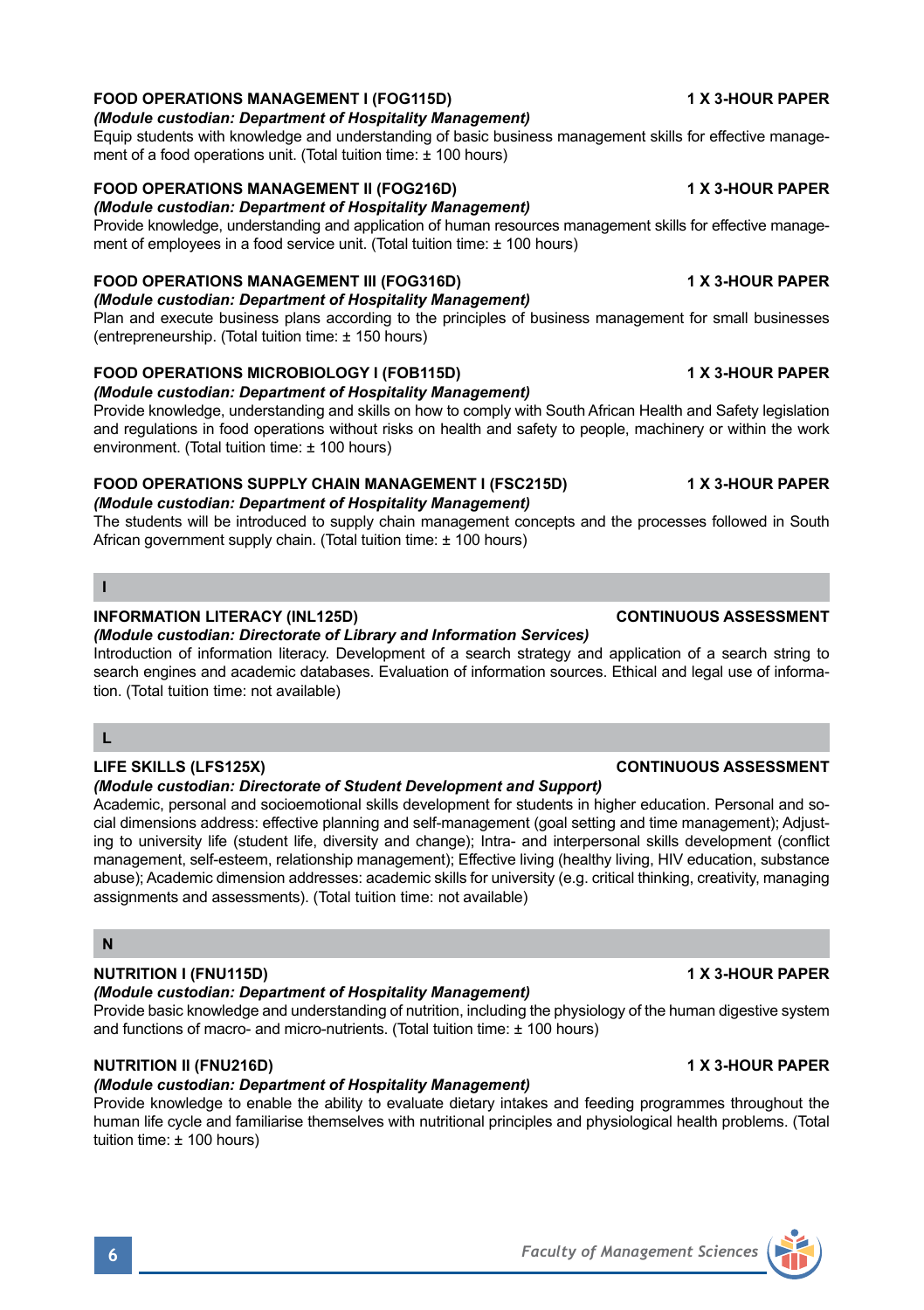**FOOD OPERATIONS MANAGEMENT I (FOG115D)** **1 X 3-HOUR PAPER**
***(Module custodian: Department of Hospitality Management)***
Equip students with knowledge and understanding of basic business management skills for effective management of a food operations unit. (Total tuition time: ± 100 hours)

**FOOD OPERATIONS MANAGEMENT II (FOG216D)** **1 X 3-HOUR PAPER**
***(Module custodian: Department of Hospitality Management)***
Provide knowledge, understanding and application of human resources management skills for effective management of employees in a food service unit. (Total tuition time: ± 100 hours)

**FOOD OPERATIONS MANAGEMENT III (FOG316D)** **1 X 3-HOUR PAPER**
***(Module custodian: Department of Hospitality Management)***
Plan and execute business plans according to the principles of business management for small businesses (entrepreneurship). (Total tuition time: ± 150 hours)

**FOOD OPERATIONS MICROBIOLOGY I (FOB115D)** **1 X 3-HOUR PAPER**
***(Module custodian: Department of Hospitality Management)***
Provide knowledge, understanding and skills on how to comply with South African Health and Safety legislation and regulations in food operations without risks on health and safety to people, machinery or within the work environment. (Total tuition time: ± 100 hours)

**FOOD OPERATIONS SUPPLY CHAIN MANAGEMENT I (FSC215D)** **1 X 3-HOUR PAPER**
***(Module custodian: Department of Hospitality Management)***
The students will be introduced to supply chain management concepts and the processes followed in South African government supply chain. (Total tuition time: ± 100 hours)

## I

**INFORMATION LITERACY (INL125D)** **CONTINUOUS ASSESSMENT**
***(Module custodian: Directorate of Library and Information Services)***
Introduction of information literacy. Development of a search strategy and application of a search string to search engines and academic databases. Evaluation of information sources. Ethical and legal use of information. (Total tuition time: not available)

## L

**LIFE SKILLS (LFS125X)** **CONTINUOUS ASSESSMENT**
***(Module custodian: Directorate of Student Development and Support)***
Academic, personal and socioemotional skills development for students in higher education. Personal and social dimensions address: effective planning and self-management (goal setting and time management); Adjusting to university life (student life, diversity and change); Intra- and interpersonal skills development (conflict management, self-esteem, relationship management); Effective living (healthy living, HIV education, substance abuse); Academic dimension addresses: academic skills for university (e.g. critical thinking, creativity, managing assignments and assessments). (Total tuition time: not available)

## N

**NUTRITION I (FNU115D)** **1 X 3-HOUR PAPER**
***(Module custodian: Department of Hospitality Management)***
Provide basic knowledge and understanding of nutrition, including the physiology of the human digestive system and functions of macro- and micro-nutrients. (Total tuition time: ± 100 hours)

**NUTRITION II (FNU216D)** **1 X 3-HOUR PAPER**
***(Module custodian: Department of Hospitality Management)***
Provide knowledge to enable the ability to evaluate dietary intakes and feeding programmes throughout the human life cycle and familiarise themselves with nutritional principles and physiological health problems. (Total tuition time: ± 100 hours)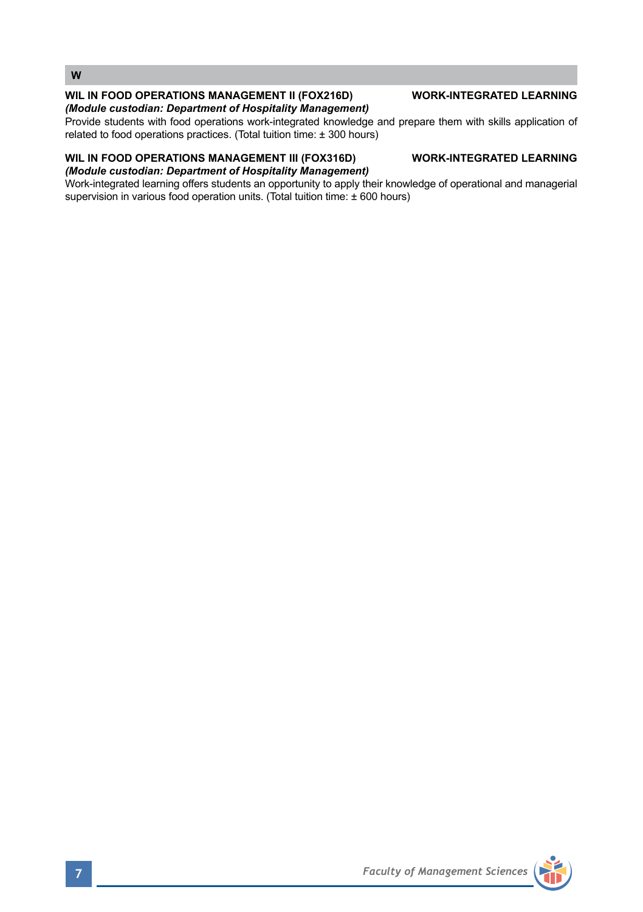## W

**WIL IN FOOD OPERATIONS MANAGEMENT II (FOX216D)** **WORK-INTEGRATED LEARNING**
***(Module custodian: Department of Hospitality Management)***
Provide students with food operations work-integrated knowledge and prepare them with skills application of related to food operations practices. (Total tuition time: ± 300 hours)

**WIL IN FOOD OPERATIONS MANAGEMENT III (FOX316D)** **WORK-INTEGRATED LEARNING**
***(Module custodian: Department of Hospitality Management)***
Work-integrated learning offers students an opportunity to apply their knowledge of operational and managerial supervision in various food operation units. (Total tuition time: ± 600 hours)